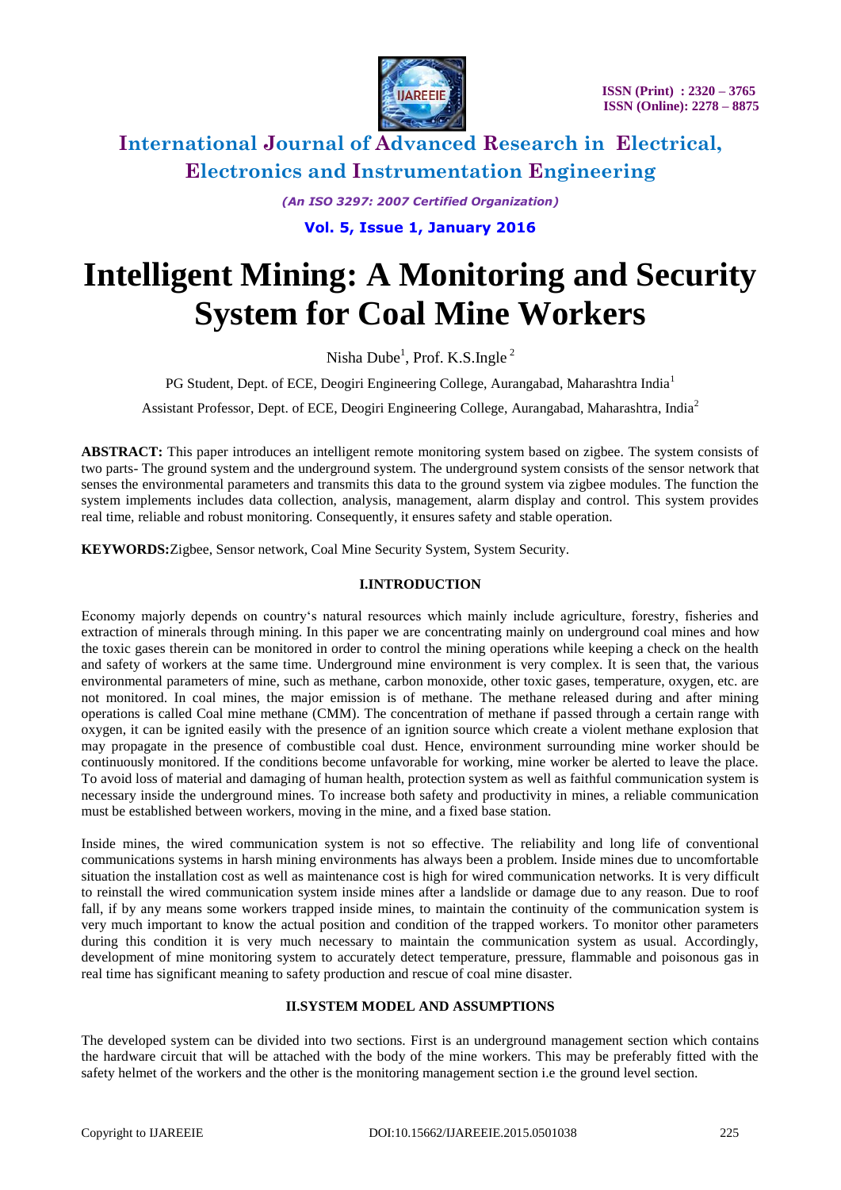# Intelligent Mining: A Monitoring and Security System for Coal Mine Workers

Nisha Dube[1], Prof. K.S.Ingle [2]

PG Student, Dept. of ECE, Deogiri Engineering College, Aurangabad, Maharashtra India[1]

Assistant Professor, Dept. of ECE, Deogiri Engineering College, Aurangabad, Maharashtra, India[2]

**ABSTRACT:** This paper introduces an intelligent remote monitoring system based on zigbee. The system consists of two parts- The ground system and the underground system. The underground system consists of the sensor network that senses the environmental parameters and transmits this data to the ground system via zigbee modules. The function the system implements includes data collection, analysis, management, alarm display and control. This system provides real time, reliable and robust monitoring. Consequently, it ensures safety and stable operation.

**KEYWORDS:** Zigbee, Sensor network, Coal Mine Security System, System Security.

## I.INTRODUCTION

Economy majorly depends on country's natural resources which mainly include agriculture, forestry, fisheries and extraction of minerals through mining. In this paper we are concentrating mainly on underground coal mines and how the toxic gases therein can be monitored in order to control the mining operations while keeping a check on the health and safety of workers at the same time. Underground mine environment is very complex. It is seen that, the various environmental parameters of mine, such as methane, carbon monoxide, other toxic gases, temperature, oxygen, etc. are not monitored. In coal mines, the major emission is of methane. The methane released during and after mining operations is called Coal mine methane (CMM). The concentration of methane if passed through a certain range with oxygen, it can be ignited easily with the presence of an ignition source which create a violent methane explosion that may propagate in the presence of combustible coal dust. Hence, environment surrounding mine worker should be continuously monitored. If the conditions become unfavorable for working, mine worker be alerted to leave the place. To avoid loss of material and damaging of human health, protection system as well as faithful communication system is necessary inside the underground mines. To increase both safety and productivity in mines, a reliable communication must be established between workers, moving in the mine, and a fixed base station.

Inside mines, the wired communication system is not so effective. The reliability and long life of conventional communications systems in harsh mining environments has always been a problem. Inside mines due to uncomfortable situation the installation cost as well as maintenance cost is high for wired communication networks. It is very difficult to reinstall the wired communication system inside mines after a landslide or damage due to any reason. Due to roof fall, if by any means some workers trapped inside mines, to maintain the continuity of the communication system is very much important to know the actual position and condition of the trapped workers. To monitor other parameters during this condition it is very much necessary to maintain the communication system as usual. Accordingly, development of mine monitoring system to accurately detect temperature, pressure, flammable and poisonous gas in real time has significant meaning to safety production and rescue of coal mine disaster.

## II.SYSTEM MODEL AND ASSUMPTIONS

The developed system can be divided into two sections. First is an underground management section which contains the hardware circuit that will be attached with the body of the mine workers. This may be preferably fitted with the safety helmet of the workers and the other is the monitoring management section i.e the ground level section.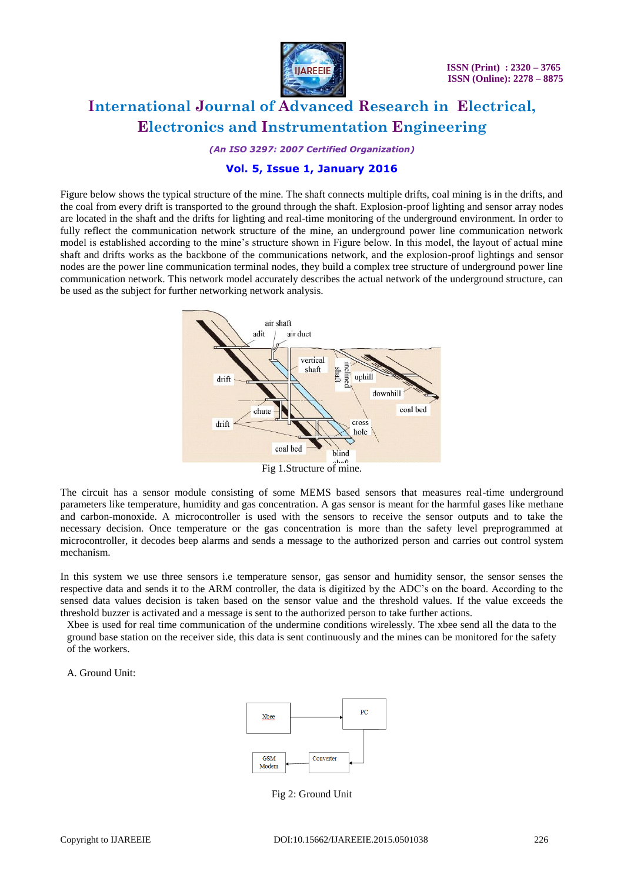Figure below shows the typical structure of the mine. The shaft connects multiple drifts, coal mining is in the drifts, and the coal from every drift is transported to the ground through the shaft. Explosion-proof lighting and sensor array nodes are located in the shaft and the drifts for lighting and real-time monitoring of the underground environment. In order to fully reflect the communication network structure of the mine, an underground power line communication network model is established according to the mine's structure shown in Figure below. In this model, the layout of actual mine shaft and drifts works as the backbone of the communications network, and the explosion-proof lightings and sensor nodes are the power line communication terminal nodes, they build a complex tree structure of underground power line communication network. This network model accurately describes the actual network of the underground structure, can be used as the subject for further networking network analysis.

Fig 1.Structure of mine.

The circuit has a sensor module consisting of some MEMS based sensors that measures real-time underground parameters like temperature, humidity and gas concentration. A gas sensor is meant for the harmful gases like methane and carbon-monoxide. A microcontroller is used with the sensors to receive the sensor outputs and to take the necessary decision. Once temperature or the gas concentration is more than the safety level preprogrammed at microcontroller, it decodes beep alarms and sends a message to the authorized person and carries out control system mechanism.

In this system we use three sensors i.e temperature sensor, gas sensor and humidity sensor, the sensor senses the respective data and sends it to the ARM controller, the data is digitized by the ADC's on the board. According to the sensed data values decision is taken based on the sensor value and the threshold values. If the value exceeds the threshold buzzer is activated and a message is sent to the authorized person to take further actions.

Xbee is used for real time communication of the undermine conditions wirelessly. The xbee send all the data to the ground base station on the receiver side, this data is sent continuously and the mines can be monitored for the safety of the workers.

A. Ground Unit:

Fig 2: Ground Unit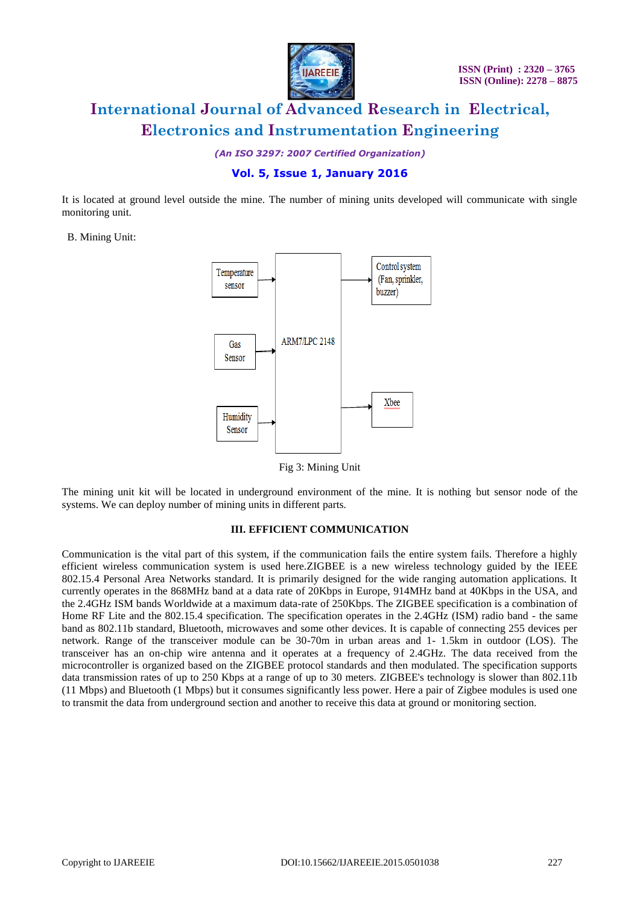It is located at ground level outside the mine. The number of mining units developed will communicate with single monitoring unit.

B. Mining Unit:

Temperature sensor

Gas Sensor

Humidity Sensor

ARM7/LPC 2148

Control system (Fan, sprinkler, buzzer)

Xbee

Fig 3: Mining Unit

The mining unit kit will be located in underground environment of the mine. It is nothing but sensor node of the systems. We can deploy number of mining units in different parts.

## III. EFFICIENT COMMUNICATION

Communication is the vital part of this system, if the communication fails the entire system fails. Therefore a highly efficient wireless communication system is used here.ZIGBEE is a new wireless technology guided by the IEEE 802.15.4 Personal Area Networks standard. It is primarily designed for the wide ranging automation applications. It currently operates in the 868MHz band at a data rate of 20Kbps in Europe, 914MHz band at 40Kbps in the USA, and the 2.4GHz ISM bands Worldwide at a maximum data-rate of 250Kbps. The ZIGBEE specification is a combination of Home RF Lite and the 802.15.4 specification. The specification operates in the 2.4GHz (ISM) radio band - the same band as 802.11b standard, Bluetooth, microwaves and some other devices. It is capable of connecting 255 devices per network. Range of the transceiver module can be 30-70m in urban areas and 1- 1.5km in outdoor (LOS). The transceiver has an on-chip wire antenna and it operates at a frequency of 2.4GHz. The data received from the microcontroller is organized based on the ZIGBEE protocol standards and then modulated. The specification supports data transmission rates of up to 250 Kbps at a range of up to 30 meters. ZIGBEE's technology is slower than 802.11b (11 Mbps) and Bluetooth (1 Mbps) but it consumes significantly less power. Here a pair of Zigbee modules is used one to transmit the data from underground section and another to receive this data at ground or monitoring section.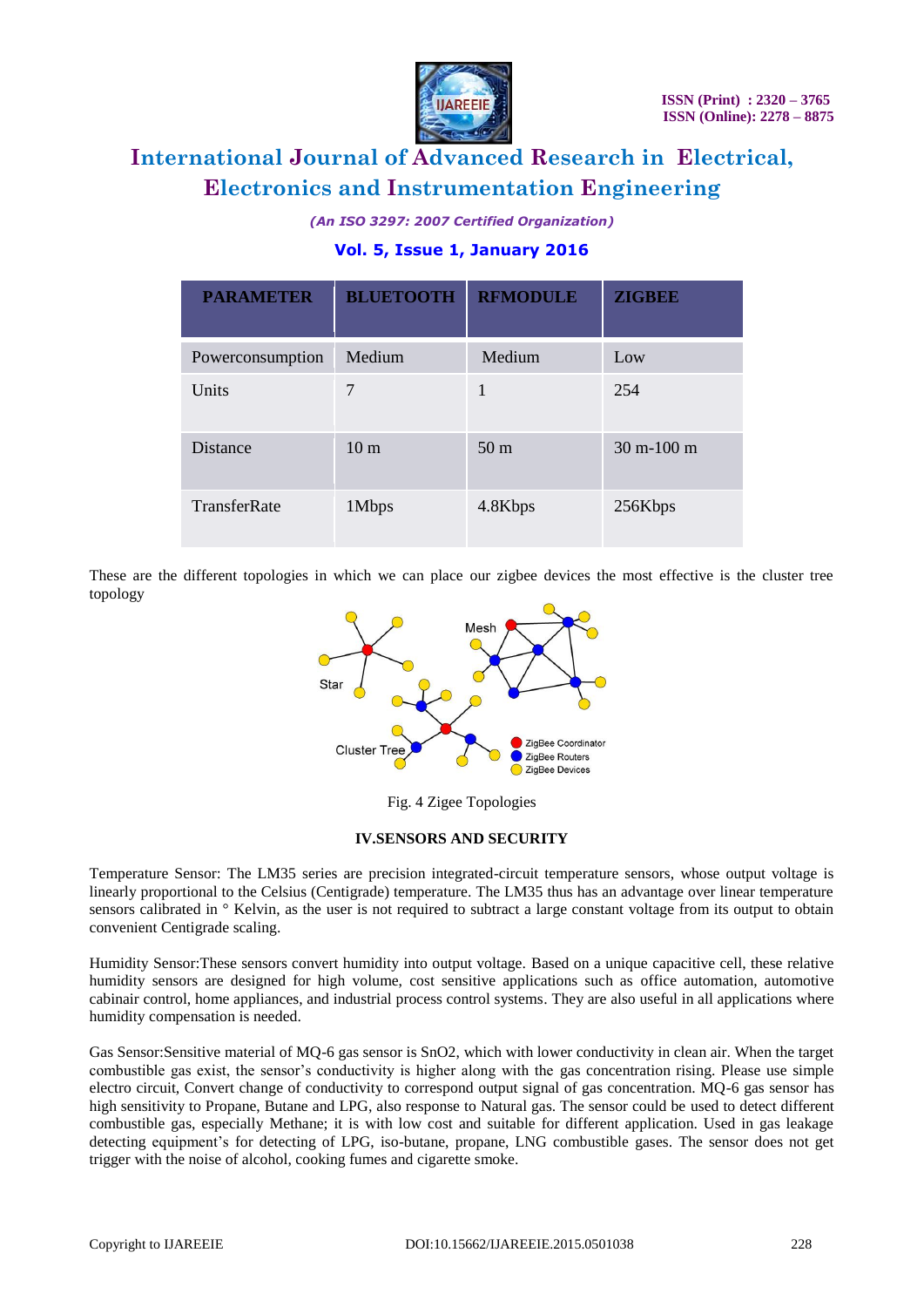| PARAMETER | BLUETOOTH | RFMODULE | ZIGBEE |
|---|---|---|---|
| Powerconsumption | Medium | Medium | Low |
| Units | 7 | 1 | 254 |
| Distance | 10 m | 50 m | 30 m-100 m |
| TransferRate | 1Mbps | 4.8Kbps | 256Kbps |

These are the different topologies in which we can place our zigbee devices the most effective is the cluster tree topology

Fig. 4 Zigee Topologies

## IV.SENSORS AND SECURITY

Temperature Sensor: The LM35 series are precision integrated-circuit temperature sensors, whose output voltage is linearly proportional to the Celsius (Centigrade) temperature. The LM35 thus has an advantage over linear temperature sensors calibrated in ° Kelvin, as the user is not required to subtract a large constant voltage from its output to obtain convenient Centigrade scaling.

Humidity Sensor:These sensors convert humidity into output voltage. Based on a unique capacitive cell, these relative humidity sensors are designed for high volume, cost sensitive applications such as office automation, automotive cabinair control, home appliances, and industrial process control systems. They are also useful in all applications where humidity compensation is needed.

Gas Sensor:Sensitive material of MQ-6 gas sensor is $SnO_2$, which with lower conductivity in clean air. When the target combustible gas exist, the sensor's conductivity is higher along with the gas concentration rising. Please use simple electro circuit, Convert change of conductivity to correspond output signal of gas concentration. MQ-6 gas sensor has high sensitivity to Propane, Butane and LPG, also response to Natural gas. The sensor could be used to detect different combustible gas, especially Methane; it is with low cost and suitable for different application. Used in gas leakage detecting equipment's for detecting of LPG, iso-butane, propane, LNG combustible gases. The sensor does not get trigger with the noise of alcohol, cooking fumes and cigarette smoke.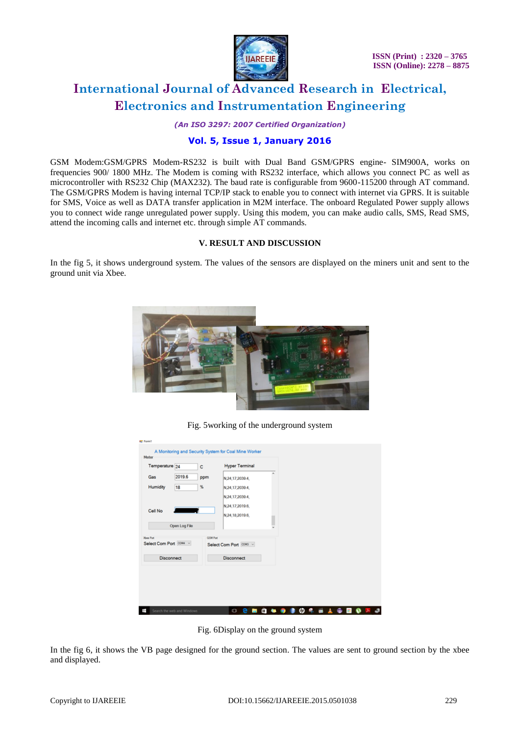GSM Modem:GSM/GPRS Modem-RS232 is built with Dual Band GSM/GPRS engine- SIM900A, works on frequencies 900/ 1800 MHz. The Modem is coming with RS232 interface, which allows you connect PC as well as microcontroller with RS232 Chip (MAX232). The baud rate is configurable from 9600-115200 through AT command. The GSM/GPRS Modem is having internal TCP/IP stack to enable you to connect with internet via GPRS. It is suitable for SMS, Voice as well as DATA transfer application in M2M interface. The onboard Regulated Power supply allows you to connect wide range unregulated power supply. Using this modem, you can make audio calls, SMS, Read SMS, attend the incoming calls and internet etc. through simple AT commands.

## V. RESULT AND DISCUSSION

In the fig 5, it shows underground system. The values of the sensors are displayed on the miners unit and sent to the ground unit via Xbee.

Fig. 5working of the underground system

Fig. 6Display on the ground system

In the fig 6, it shows the VB page designed for the ground section. The values are sent to ground section by the xbee and displayed.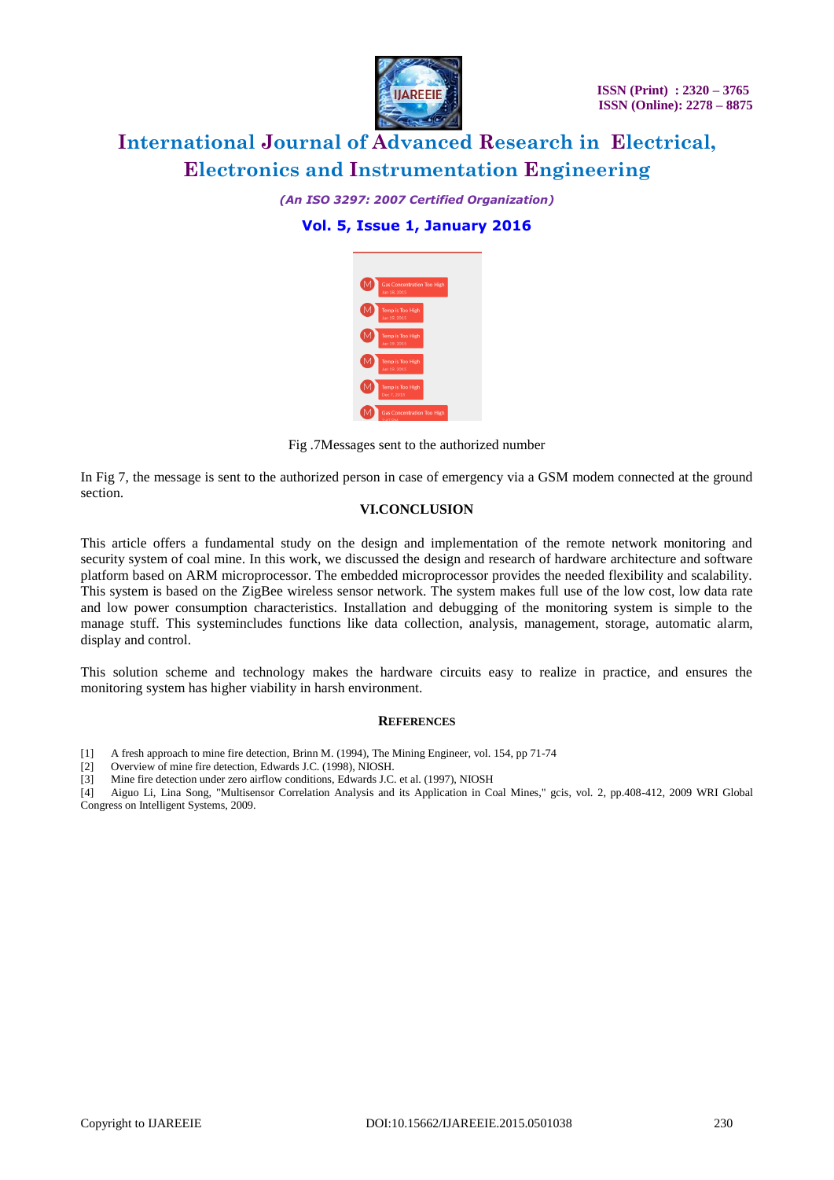Fig .7Messages sent to the authorized number

In Fig 7, the message is sent to the authorized person in case of emergency via a GSM modem connected at the ground section.

## VI.CONCLUSION

This article offers a fundamental study on the design and implementation of the remote network monitoring and security system of coal mine. In this work, we discussed the design and research of hardware architecture and software platform based on ARM microprocessor. The embedded microprocessor provides the needed flexibility and scalability. This system is based on the ZigBee wireless sensor network. The system makes full use of the low cost, low data rate and low power consumption characteristics. Installation and debugging of the monitoring system is simple to the manage stuff. This systemincludes functions like data collection, analysis, management, storage, automatic alarm, display and control.

This solution scheme and technology makes the hardware circuits easy to realize in practice, and ensures the monitoring system has higher viability in harsh environment.

## REFERENCES

[1] A fresh approach to mine fire detection, Brinn M. (1994), The Mining Engineer, vol. 154, pp 71-74
[2] Overview of mine fire detection, Edwards J.C. (1998), NIOSH.
[3] Mine fire detection under zero airflow conditions, Edwards J.C. et al. (1997), NIOSH
[4] Aiguo Li, Lina Song, "Multisensor Correlation Analysis and its Application in Coal Mines," gcis, vol. 2, pp.408-412, 2009 WRI Global Congress on Intelligent Systems, 2009.